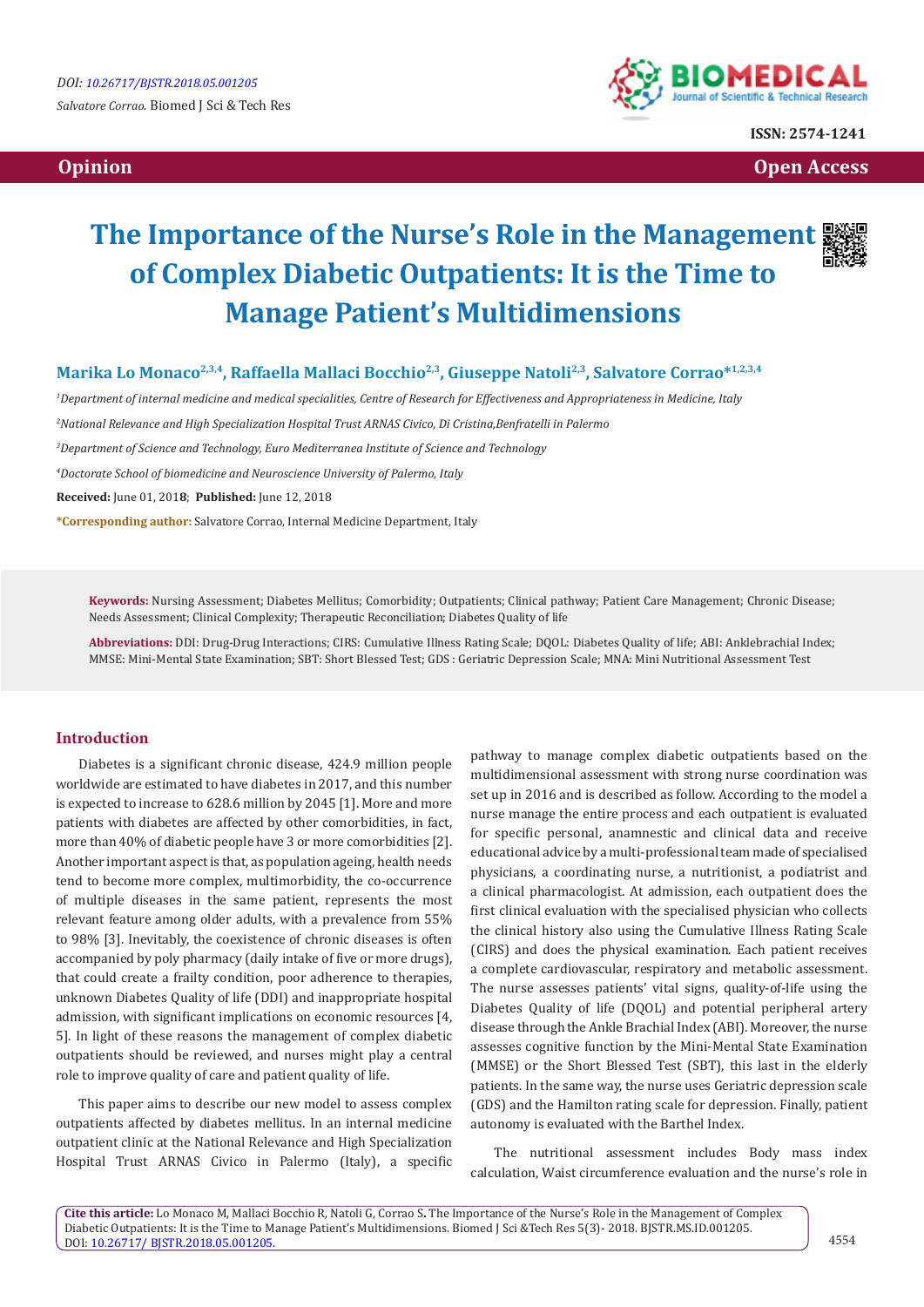Opinion

Open Access

# The Importance of the Nurse's Role in the Management of Complex Diabetic Outpatients: It is the Time to Manage Patient's Multidimensions

**Marika Lo Monaco[2,3,4], Raffaella Mallaci Bocchio[2,3], Giuseppe Natoli[2,3], Salvatore Corrao*[1,2,3,4]**

[1]*Department of internal medicine and medical specialities, Centre of Research for Effectiveness and Appropriateness in Medicine, Italy*

[2]*National Relevance and High Specialization Hospital Trust ARNAS Civico, Di Cristina,Benfratelli in Palermo*

[3]*Department of Science and Technology, Euro Mediterranea Institute of Science and Technology*

[4]*Doctorate School of biomedicine and Neuroscience University of Palermo, Italy*

**Received:** June 01, 2018; **Published:** June 12, 2018

***Corresponding author:** Salvatore Corrao, Internal Medicine Department, Italy

**Keywords:** Nursing Assessment; Diabetes Mellitus; Comorbidity; Outpatients; Clinical pathway; Patient Care Management; Chronic Disease; Needs Assessment; Clinical Complexity; Therapeutic Reconciliation; Diabetes Quality of life

**Abbreviations:** DDI: Drug-Drug Interactions; CIRS: Cumulative Illness Rating Scale; DQOL: Diabetes Quality of life; ABI: Anklebrachial Index; MMSE: Mini-Mental State Examination; SBT: Short Blessed Test; GDS : Geriatric Depression Scale; MNA: Mini Nutritional Assessment Test

## Introduction

Diabetes is a significant chronic disease, 424.9 million people worldwide are estimated to have diabetes in 2017, and this number is expected to increase to 628.6 million by 2045 [1]. More and more patients with diabetes are affected by other comorbidities, in fact, more than 40% of diabetic people have 3 or more comorbidities [2]. Another important aspect is that, as population ageing, health needs tend to become more complex, multimorbidity, the co-occurrence of multiple diseases in the same patient, represents the most relevant feature among older adults, with a prevalence from 55% to 98% [3]. Inevitably, the coexistence of chronic diseases is often accompanied by poly pharmacy (daily intake of five or more drugs), that could create a frailty condition, poor adherence to therapies, unknown Diabetes Quality of life (DDI) and inappropriate hospital admission, with significant implications on economic resources [4, 5]. In light of these reasons the management of complex diabetic outpatients should be reviewed, and nurses might play a central role to improve quality of care and patient quality of life.

This paper aims to describe our new model to assess complex outpatients affected by diabetes mellitus. In an internal medicine outpatient clinic at the National Relevance and High Specialization Hospital Trust ARNAS Civico in Palermo (Italy), a specific pathway to manage complex diabetic outpatients based on the multidimensional assessment with strong nurse coordination was set up in 2016 and is described as follow. According to the model a nurse manage the entire process and each outpatient is evaluated for specific personal, anamnestic and clinical data and receive educational advice by a multi-professional team made of specialised physicians, a coordinating nurse, a nutritionist, a podiatrist and a clinical pharmacologist. At admission, each outpatient does the first clinical evaluation with the specialised physician who collects the clinical history also using the Cumulative Illness Rating Scale (CIRS) and does the physical examination. Each patient receives a complete cardiovascular, respiratory and metabolic assessment. The nurse assesses patients' vital signs, quality-of-life using the Diabetes Quality of life (DQOL) and potential peripheral artery disease through the Ankle Brachial Index (ABI). Moreover, the nurse assesses cognitive function by the Mini-Mental State Examination (MMSE) or the Short Blessed Test (SBT), this last in the elderly patients. In the same way, the nurse uses Geriatric depression scale (GDS) and the Hamilton rating scale for depression. Finally, patient autonomy is evaluated with the Barthel Index.

The nutritional assessment includes Body mass index calculation, Waist circumference evaluation and the nurse's role in

**Cite this article:** Lo Monaco M, Mallaci Bocchio R, Natoli G, Corrao S. The Importance of the Nurse's Role in the Management of Complex Diabetic Outpatients: It is the Time to Manage Patient's Multidimensions. Biomed J Sci &Tech Res 5(3)- 2018. BJSTR.MS.ID.001205. DOI: 10.26717/ BJSTR.2018.05.001205.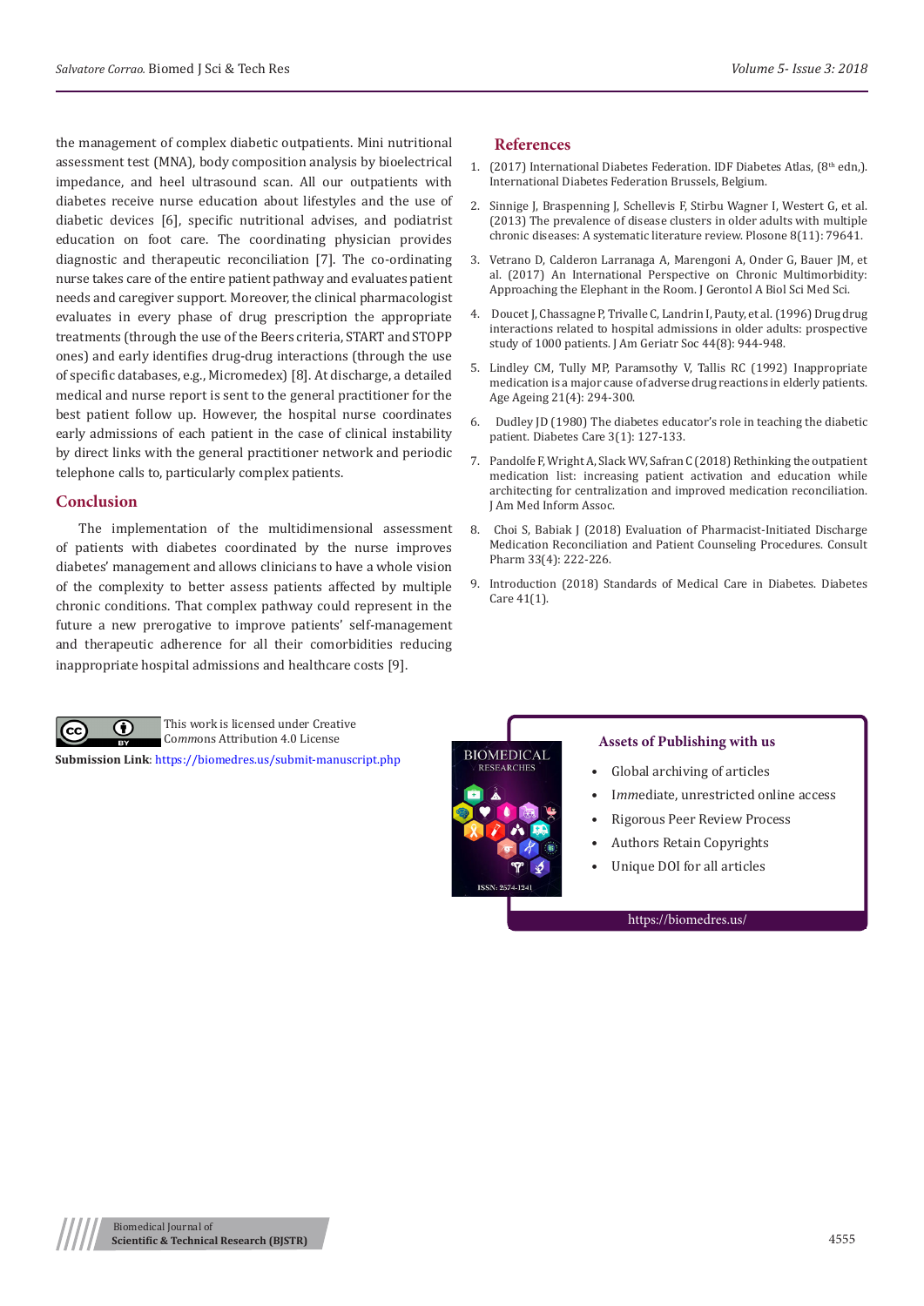the management of complex diabetic outpatients. Mini nutritional assessment test (MNA), body composition analysis by bioelectrical impedance, and heel ultrasound scan. All our outpatients with diabetes receive nurse education about lifestyles and the use of diabetic devices [6], specific nutritional advises, and podiatrist education on foot care. The coordinating physician provides diagnostic and therapeutic reconciliation [7]. The co-ordinating nurse takes care of the entire patient pathway and evaluates patient needs and caregiver support. Moreover, the clinical pharmacologist evaluates in every phase of drug prescription the appropriate treatments (through the use of the Beers criteria, START and STOPP ones) and early identifies drug-drug interactions (through the use of specific databases, e.g., Micromedex) [8]. At discharge, a detailed medical and nurse report is sent to the general practitioner for the best patient follow up. However, the hospital nurse coordinates early admissions of each patient in the case of clinical instability by direct links with the general practitioner network and periodic telephone calls to, particularly complex patients.

## Conclusion

The implementation of the multidimensional assessment of patients with diabetes coordinated by the nurse improves diabetes' management and allows clinicians to have a whole vision of the complexity to better assess patients affected by multiple chronic conditions. That complex pathway could represent in the future a new prerogative to improve patients' self-management and therapeutic adherence for all their comorbidities reducing inappropriate hospital admissions and healthcare costs [9].

## References

1. (2017) International Diabetes Federation. IDF Diabetes Atlas, (8th edn,). International Diabetes Federation Brussels, Belgium.
2. Sinnige J, Braspenning J, Schellevis F, Stirbu Wagner I, Westert G, et al. (2013) The prevalence of disease clusters in older adults with multiple chronic diseases: A systematic literature review. Plosone 8(11): 79641.
3. Vetrano D, Calderon Larranaga A, Marengoni A, Onder G, Bauer JM, et al. (2017) An International Perspective on Chronic Multimorbidity: Approaching the Elephant in the Room. J Gerontol A Biol Sci Med Sci.
4. Doucet J, Chassagne P, Trivalle C, Landrin I, Pauty, et al. (1996) Drug drug interactions related to hospital admissions in older adults: prospective study of 1000 patients. J Am Geriatr Soc 44(8): 944-948.
5. Lindley CM, Tully MP, Paramsothy V, Tallis RC (1992) Inappropriate medication is a major cause of adverse drug reactions in elderly patients. Age Ageing 21(4): 294-300.
6. Dudley JD (1980) The diabetes educator's role in teaching the diabetic patient. Diabetes Care 3(1): 127-133.
7. Pandolfe F, Wright A, Slack WV, Safran C (2018) Rethinking the outpatient medication list: increasing patient activation and education while architecting for centralization and improved medication reconciliation. J Am Med Inform Assoc.
8. Choi S, Babiak J (2018) Evaluation of Pharmacist-Initiated Discharge Medication Reconciliation and Patient Counseling Procedures. Consult Pharm 33(4): 222-226.
9. Introduction (2018) Standards of Medical Care in Diabetes. Diabetes Care 41(1).

This work is licensed under Creative Commons Attribution 4.0 License

**Submission Link**: https://biomedres.us/submit-manuscript.php

### Assets of Publishing with us

- Global archiving of articles
- Immediate, unrestricted online access
- Rigorous Peer Review Process
- Authors Retain Copyrights
- Unique DOI for all articles

https://biomedres.us/